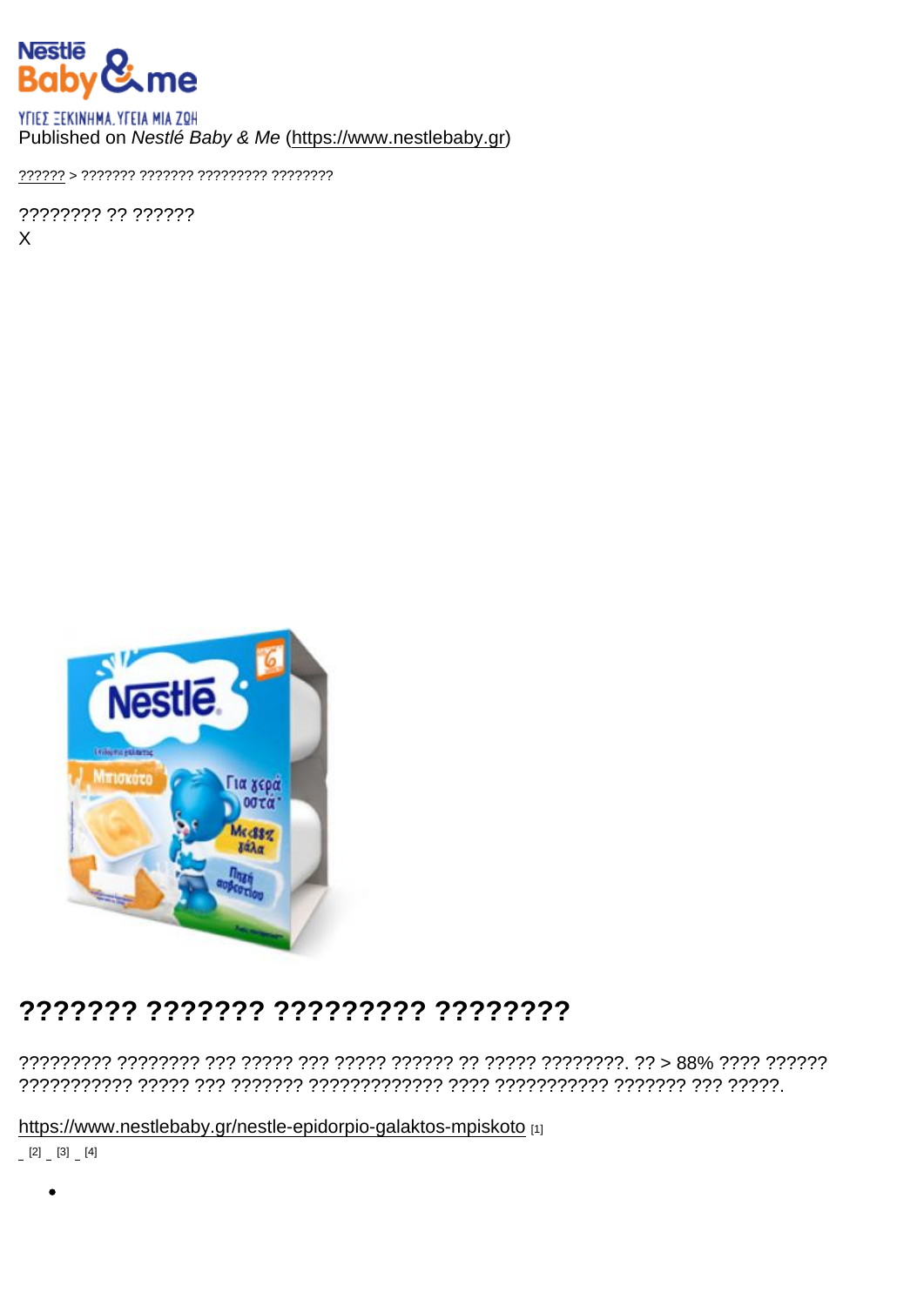Nestlé Baby & me

ΥΓΙΕΣ ΞΕΚΙΝΗΜΑ. ΥΓΕΙΑ ΜΙΑ ΖΩΗ

Published on *Nestlé Baby & Me* (https://www.nestlebaby.gr)

?????? > ??????? ??????? ????????? ????????

???????? ?? ??????

X

# ??????? ??????? ????????? ????????

????????? ???????? ??? ????? ??? ????? ?????? ?? ????? ????????. ?? > 88% ???? ?????? ??????????? ????? ??? ??????? ????????????? ???? ??????????? ??????? ??? ?????.

https://www.nestlebaby.gr/nestle-epidorpio-galaktos-mpiskoto [1]

[2] [3] [4]

-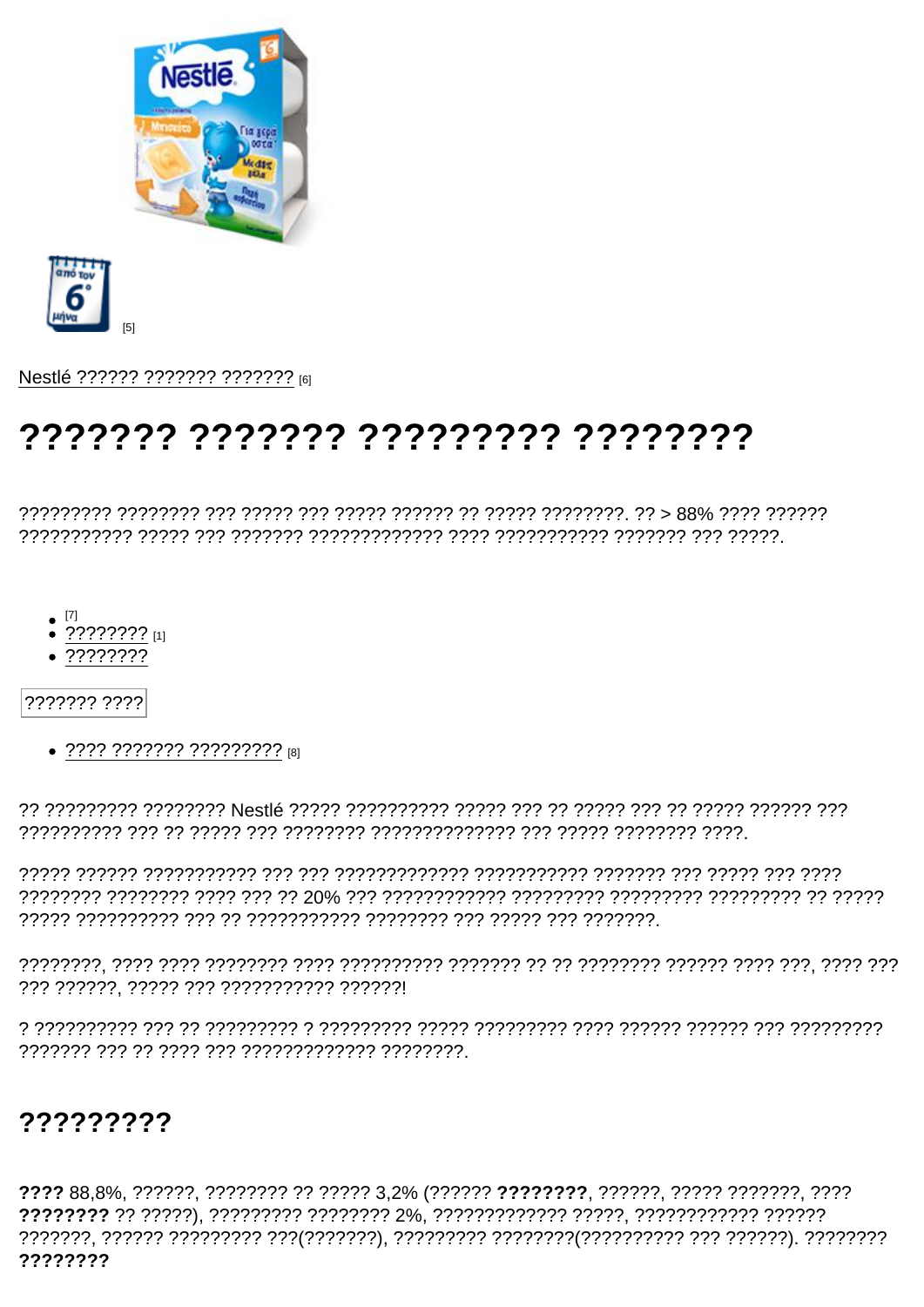[5]

Nestlé ?????? ??????? ??????? [6]

# ??????? ??????? ????????? ????????

????????? ???????? ??? ????? ??? ????? ?????? ?? ????? ????????. ?? > 88% ???? ?????? ??????????? ????? ??? ??????? ????????????? ???? ??????????? ??????? ??? ?????.

- [7]
- ???????? [1]
- ????????

??????? ????

- ???? ??????? ????????? [8]

?? ????????? ???????? Nestlé ????? ?????????? ????? ??? ?? ????? ??? ?? ????? ?????? ??? ?????????? ??? ?? ????? ??? ???????? ?????????????? ??? ????? ???????? ????.

????? ?????? ??????????? ??? ??? ????????????? ??????????? ??????? ??? ????? ??? ???? ???????? ???????? ???? ??? ?? 20% ??? ???????????? ????????? ????????? ????????? ?? ????? ????? ?????????? ??? ?? ??????????? ???????? ??? ????? ??? ???????.

????????, ???? ???? ???????? ???? ?????????? ??????? ?? ?? ???????? ?????? ???? ???, ???? ??? ??? ??????, ????? ??? ??????????? ??????!

? ?????????? ??? ?? ????????? ? ????????? ????? ????????? ???? ?????? ?????? ??? ????????? ??????? ??? ?? ???? ??? ????????????? ????????.

## ?????????

**????** 88,8%, ??????, ???????? ?? ????? 3,2% (?????? **????????**, ??????, ????? ???????, ???? **????????** ?? ?????), ????????? ???????? 2%, ????????????? ?????, ???????????? ?????? ???????, ?????? ????????? ???(???????), ????????? ????????(?????????? ??? ??????). ???????? **????????**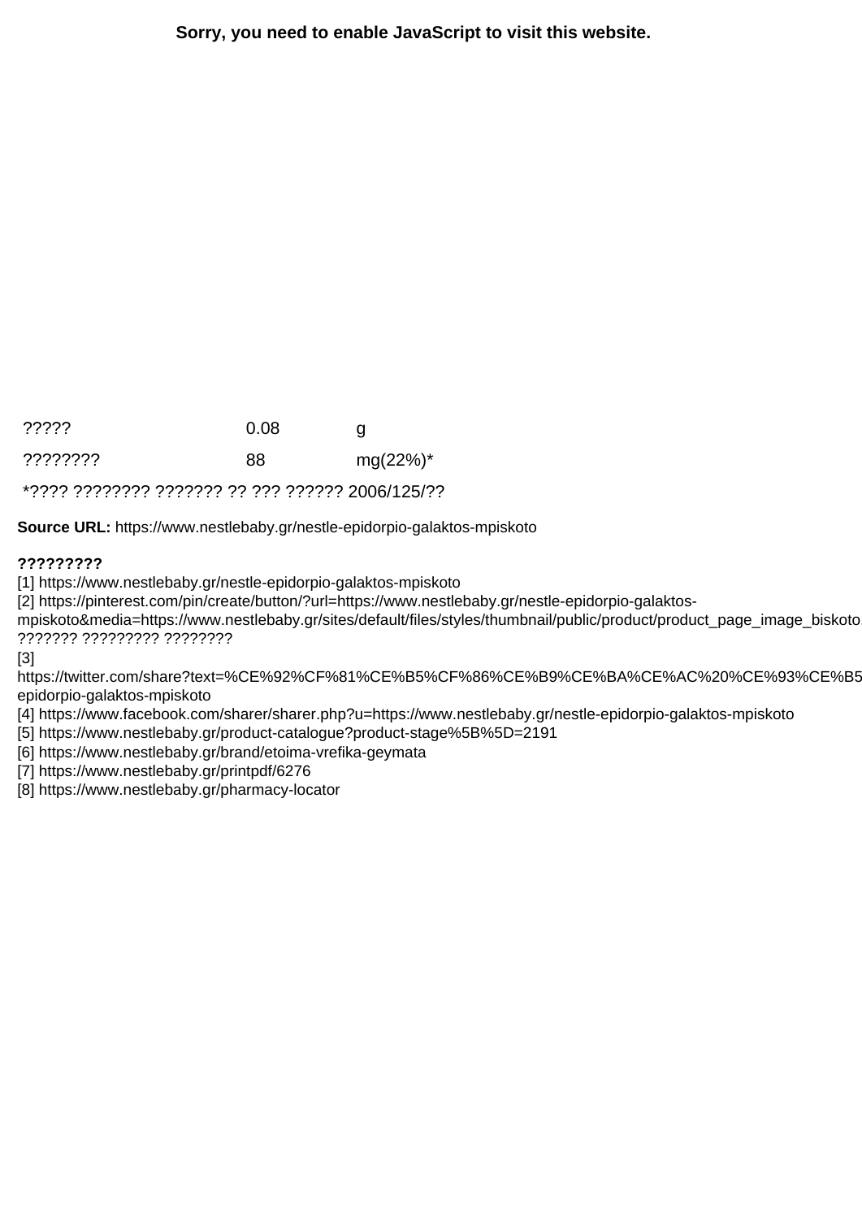Sorry, you need to enable JavaScript to visit this website.

| | | |
|---|---|---|
| ????? | 0.08 | g |
| ???????? | 88 | mg(22%)* |

*???? ???????? ??????? ?? ??? ?????? 2006/125/??

**Source URL:** https://www.nestlebaby.gr/nestle-epidorpio-galaktos-mpiskoto

**?????????**

[1] https://www.nestlebaby.gr/nestle-epidorpio-galaktos-mpiskoto
[2] https://pinterest.com/pin/create/button/?url=https://www.nestlebaby.gr/nestle-epidorpio-galaktos-mpiskoto&media=https://www.nestlebaby.gr/sites/default/files/styles/thumbnail/public/product/product_page_image_biskoto.
??????? ????????? ????????
[3]
https://twitter.com/share?text=%CE%92%CF%81%CE%B5%CF%86%CE%B9%CE%BA%CE%AC%20%CE%93%CE%B5
epidorpio-galaktos-mpiskoto
[4] https://www.facebook.com/sharer/sharer.php?u=https://www.nestlebaby.gr/nestle-epidorpio-galaktos-mpiskoto
[5] https://www.nestlebaby.gr/product-catalogue?product-stage%5B%5D=2191
[6] https://www.nestlebaby.gr/brand/etoima-vrefika-geymata
[7] https://www.nestlebaby.gr/printpdf/6276
[8] https://www.nestlebaby.gr/pharmacy-locator